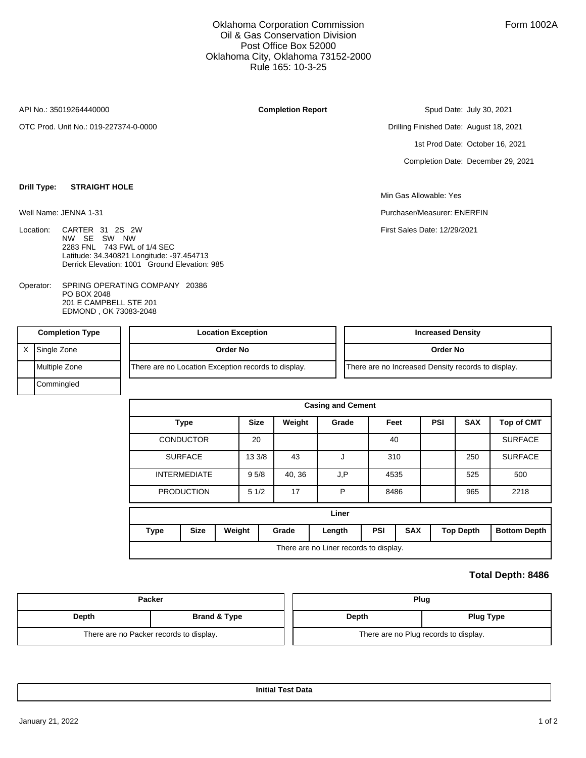Oklahoma Corporation Commission
Oil & Gas Conservation Division
Post Office Box 52000
Oklahoma City, Oklahoma 73152-2000
Rule 165: 10-3-25

Form 1002A

API No.: 35019264440000

**Completion Report**

OTC Prod. Unit No.: 019-227374-0-0000

Spud Date: July 30, 2021

Drilling Finished Date: August 18, 2021

1st Prod Date: October 16, 2021

Completion Date: December 29, 2021

**Drill Type:** **STRAIGHT HOLE**

Well Name: JENNA 1-31

Location: CARTER 31 2S 2W
NW SE SW NW
2283 FNL 743 FWL of 1/4 SEC
Latitude: 34.340821 Longitude: -97.454713
Derrick Elevation: 1001 Ground Elevation: 985

Operator: SPRING OPERATING COMPANY 20386
PO BOX 2048
201 E CAMPBELL STE 201
EDMOND , OK 73083-2048

Min Gas Allowable: Yes

Purchaser/Measurer: ENERFIN

First Sales Date: 12/29/2021

| Completion Type | |
|---|---|
| X | Single Zone |
| | Multiple Zone |
| | Commingled |

| Location Exception |
|---|
| **Order No** |
| There are no Location Exception records to display. |

| Increased Density |
|---|
| **Order No** |
| There are no Increased Density records to display. |

**Casing and Cement**

| Type | Size | Weight | Grade | Feet | PSI | SAX | Top of CMT |
|---|---|---|---|---|---|---|---|
| CONDUCTOR | 20 | | | 40 | | | SURFACE |
| SURFACE | 13 3/8 | 43 | J | 310 | | 250 | SURFACE |
| INTERMEDIATE | 9 5/8 | 40, 36 | J,P | 4535 | | 525 | 500 |
| PRODUCTION | 5 1/2 | 17 | P | 8486 | | 965 | 2218 |

**Liner**

| Type | Size | Weight | Grade | Length | PSI | SAX | Top Depth | Bottom Depth |
|---|---|---|---|---|---|---|---|---|
| There are no Liner records to display. | | | | | | | | |

**Total Depth: 8486**

| Packer | |
|---|---|
| **Depth** | **Brand & Type** |
| There are no Packer records to display. | |

| Plug | |
|---|---|
| **Depth** | **Plug Type** |
| There are no Plug records to display. | |

**Initial Test Data**

January 21, 2022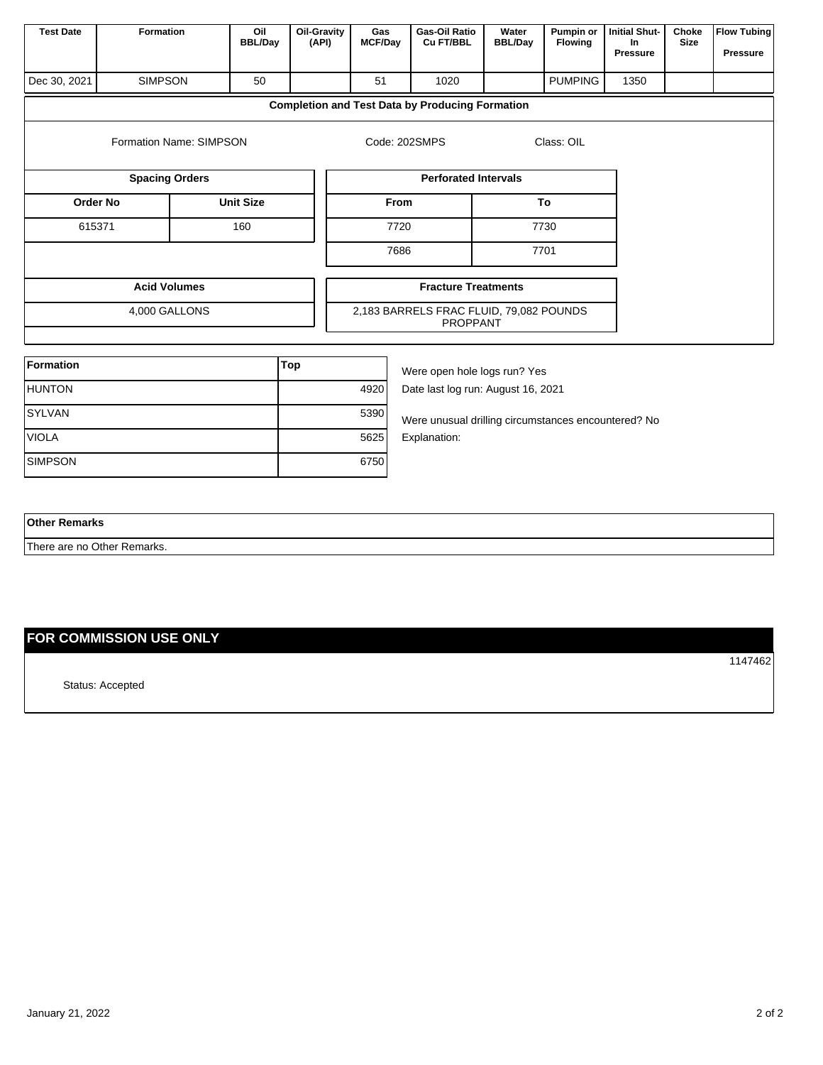| Test Date | Formation | Oil BBL/Day | Oil-Gravity (API) | Gas MCF/Day | Gas-Oil Ratio Cu FT/BBL | Water BBL/Day | Pumpin or Flowing | Initial Shut-In Pressure | Choke Size | Flow Tubing Pressure |
|---|---|---|---|---|---|---|---|---|---|---|
| Dec 30, 2021 | SIMPSON | 50 | | 51 | 1020 | | PUMPING | 1350 | | |

## Completion and Test Data by Producing Formation

Formation Name: SIMPSON

Code: 202SMPS

Class: OIL

**Spacing Orders**

| Order No | Unit Size |
|---|---|
| 615371 | 160 |

**Perforated Intervals**

| From | To |
|---|---|
| 7720 | 7730 |
| 7686 | 7701 |

**Acid Volumes**

4,000 GALLONS

**Fracture Treatments**

2,183 BARRELS FRAC FLUID, 79,082 POUNDS PROPPANT

| Formation | Top |
|---|---|
| HUNTON | 4920 |
| SYLVAN | 5390 |
| VIOLA | 5625 |
| SIMPSON | 6750 |

Were open hole logs run? Yes

Date last log run: August 16, 2021

Were unusual drilling circumstances encountered? No

Explanation:

**Other Remarks**

There are no Other Remarks.

## FOR COMMISSION USE ONLY

1147462

Status: Accepted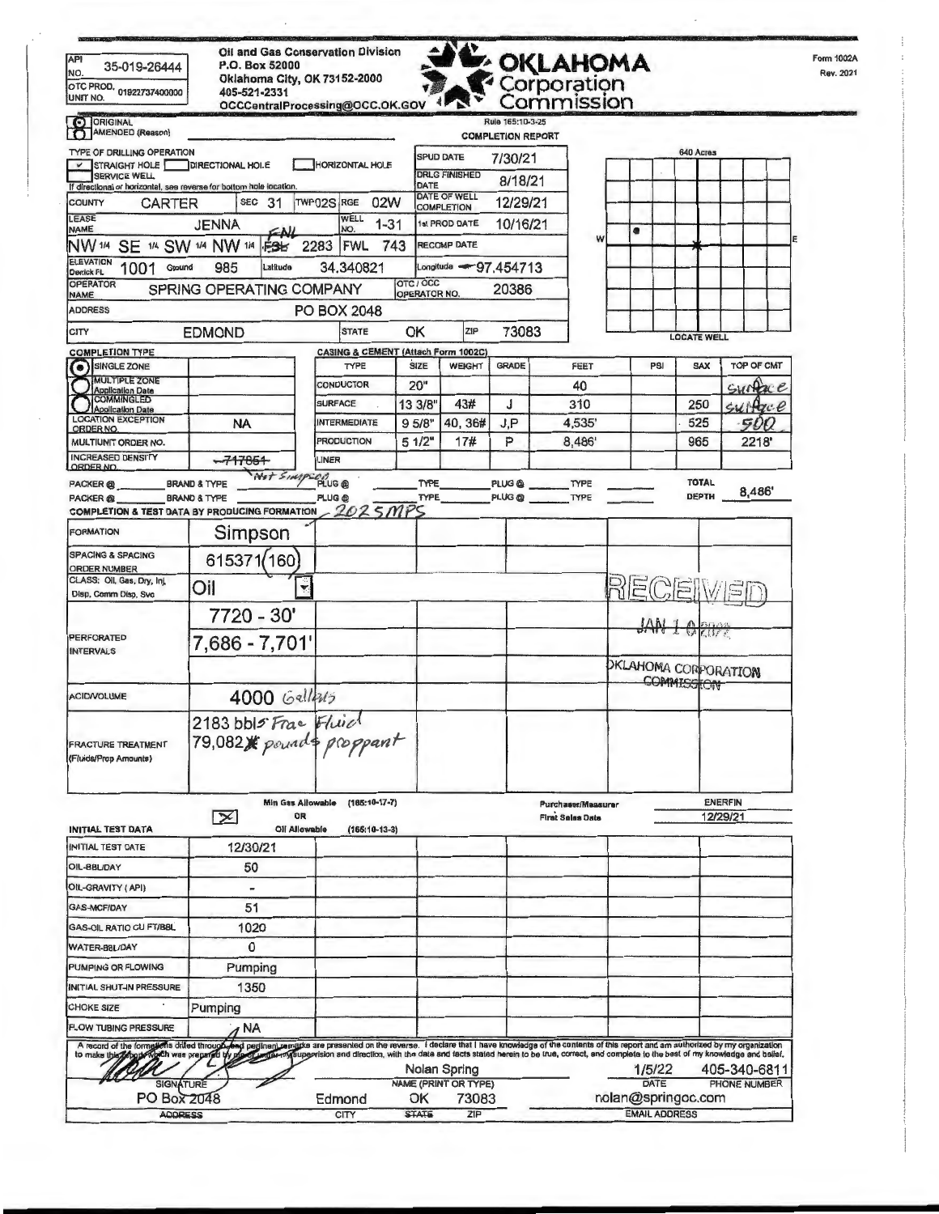API NO. 35-019-26444
OTC PROD. UNIT NO. 01922737400000

**Oil and Gas Conservation Division**
P.O. Box 52000
Oklahoma City, OK 73152-2000
405-521-2331
OCCCentralProcessing@OCC.OK.GOV

# OKLAHOMA Corporation Commission

Form 1002A
Rev. 2021

☒ ORIGINAL
☐ AMENDED (Reason)

Rule 165:10-3-25
**COMPLETION REPORT**

TYPE OF DRILLING OPERATION: ✔ STRAIGHT HOLE ☐ DIRECTIONAL HOLE ☐ HORIZONTAL HOLE ☐ SERVICE WELL
If directional or horizontal, see reverse for bottom hole location.

| | |
|---|---|
| SPUD DATE | 7/30/21 |
| DRLG FINISHED DATE | 8/18/21 |
| DATE OF WELL COMPLETION | 12/29/21 |
| 1st PROD DATE | 10/16/21 |
| RECOMP DATE | |

COUNTY: CARTER SEC 31 TWP 02S RGE 02W
LEASE NAME: JENNA WELL NO. 1-31
NW 1/4 SE 1/4 SW 1/4 NW 1/4 FNL (FSL crossed out) 2283 FWL 743
ELEVATION Derrick FL 1001 Ground 985 Latitude 34.340821 Longitude -97.454713
OPERATOR NAME: SPRING OPERATING COMPANY OTC / OCC OPERATOR NO. 20386
ADDRESS: PO BOX 2048
CITY: EDMOND STATE: OK ZIP: 73083

640 Acres — LOCATE WELL

COMPLETION TYPE:
☒ SINGLE ZONE
☐ MULTIPLE ZONE Application Date
☐ COMMINGLED Application Date

LOCATION EXCEPTION ORDER NO.: NA
MULTIUNIT ORDER NO.:
INCREASED DENSITY ORDER NO.: ~~717851~~ Not Simpson

**CASING & CEMENT (Attach Form 1002C)**

| TYPE | SIZE | WEIGHT | GRADE | FEET | PSI | SAX | TOP OF CMT |
|---|---|---|---|---|---|---|---|
| CONDUCTOR | 20" | | | 40 | | | surface |
| SURFACE | 13 3/8" | 43# | J | 310 | | 250 | surface |
| INTERMEDIATE | 9 5/8" | 40, 36# | J,P | 4,535' | | 525 | 500 |
| PRODUCTION | 5 1/2" | 17# | P | 8,486' | | 965 | 2218' |
| LINER | | | | | | | |

PACKER @ ____ BRAND & TYPE ____ PLUG @ ____ TYPE ____ PLUG @ ____ TYPE ____ TOTAL DEPTH 8,486'
PACKER @ ____ BRAND & TYPE ____ PLUG @ ____ TYPE ____ PLUG @ ____ TYPE ____

**COMPLETION & TEST DATA BY PRODUCING FORMATION** 2025MPS

| | |
|---|---|
| FORMATION | Simpson |
| SPACING & SPACING ORDER NUMBER | 615371(160) |
| CLASS: Oil, Gas, Dry, Inj, Disp, Comm Disp, Svc | Oil |
| PERFORATED INTERVALS | 7720 - 30' <br> 7,686 - 7,701' |
| ACID/VOLUME | 4000 Gallons |
| FRACTURE TREATMENT (Fluids/Prop Amounts) | 2183 bbls Frac Fluid <br> 79,082 pounds proppant |

RECEIVED JAN 10 2022 OKLAHOMA CORPORATION COMMISSION

Min Gas Allowable (165:10-17-7) ☒ OR Oil Allowable (165:10-13-3)
Purchaser/Measurer: ENERFIN
First Sales Date: 12/29/21

**INITIAL TEST DATA**

| | |
|---|---|
| INITIAL TEST DATE | 12/30/21 |
| OIL-BBL/DAY | 50 |
| OIL-GRAVITY ( API) | - |
| GAS-MCF/DAY | 51 |
| GAS-OIL RATIO CU FT/BBL | 1020 |
| WATER-BBL/DAY | 0 |
| PUMPING OR FLOWING | Pumping |
| INITIAL SHUT-IN PRESSURE | 1350 |
| CHOKE SIZE | Pumping |
| FLOW TUBING PRESSURE | NA |

A record of the formations drilled through, and pertinent remarks are presented on the reverse. I declare that I have knowledge of the contents of this report and am authorized by my organization to make this report, which was prepared by me or under my supervision and direction, with the data and facts stated herein to be true, correct, and complete to the best of my knowledge and belief.

| SIGNATURE | NAME (PRINT OR TYPE) | DATE | PHONE NUMBER |
|---|---|---|---|
| (signature) | Nolan Spring | 1/5/22 | 405-340-6811 |

| ADDRESS | CITY | STATE | ZIP | EMAIL ADDRESS |
|---|---|---|---|---|
| PO Box 2048 | Edmond | OK | 73083 | nolan@springoc.com |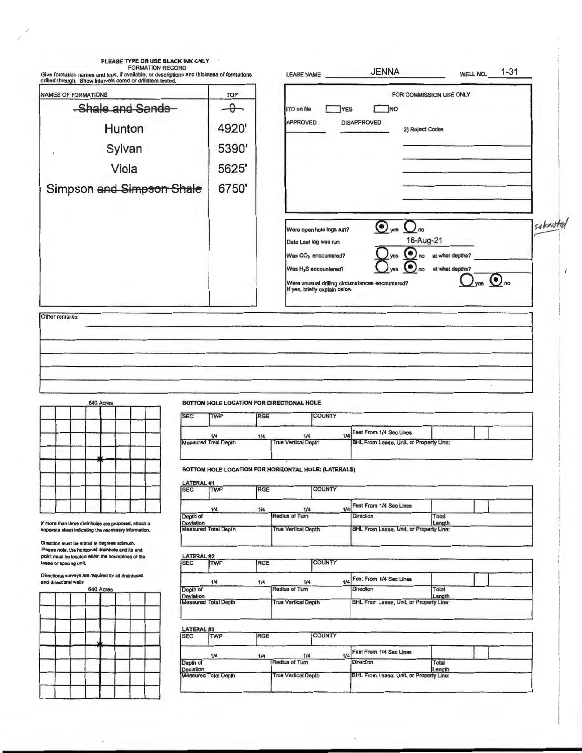PLEASE TYPE OR USE BLACK INK ONLY

FORMATION RECORD

Give formation names and tops, if available, or descriptions and thickness of formations drilled through. Show intervals cored or drillstem tested.

LEASE NAME JENNA WELL NO. 1-31

| NAMES OF FORMATIONS | TOP |
|---|---|
| ~~Shale and Sands~~ | ~~0~~ |
| Hunton | 4920' |
| Sylvan | 5390' |
| Viola | 5625' |
| Simpson ~~and Simpson Shale~~ | 6750' |

FOR COMMISSION USE ONLY

ITD on file ☐ YES ☐ NO

APPROVED DISAPPROVED

2) Reject Codes

Were open hole logs run? ⦿ yes ◯ no — submitted

Date Last log was run 16-Aug-21

Was $CO_2$ encountered? ◯ yes ⦿ no at what depths?

Was $H_2S$ encountered? ◯ yes ⦿ no at what depths?

Were unusual drilling circumstances encountered? ◯ yes ⦿ no

If yes, briefly explain below

Other remarks:

640 Acres

If more than three drainholes are proposed, attach a separate sheet indicating the necessary information.

Direction must be stated in degrees azimuth. Please note, the horizontal drainhole and its end point must be located within the boundaries of the lease or spacing unit.

Directional surveys are required for all drainholes and directional wells

640 Acres

## BOTTOM HOLE LOCATION FOR DIRECTIONAL HOLE

| SEC | TWP | RGE | COUNTY | | |
|---|---|---|---|---|---|
| 1/4 | 1/4 | 1/4 | 1/4 | Feet From 1/4 Sec Lines | |
| Measured Total Depth | | True Vertical Depth | | BHL From Lease, Unit, or Property Line: | |

## BOTTOM HOLE LOCATION FOR HORIZONTAL HOLE: (LATERALS)

LATERAL #1

| SEC | TWP | RGE | COUNTY | | |
|---|---|---|---|---|---|
| 1/4 | 1/4 | 1/4 | 1/4 | Feet From 1/4 Sec Lines | |
| Depth of Deviation | | Radius of Turn | | Direction | Total Length |
| Measured Total Depth | | True Vertical Depth | | BHL From Lease, Unit, or Property Line: | |

LATERAL #2

| SEC | TWP | RGE | COUNTY | | |
|---|---|---|---|---|---|
| 1/4 | 1/4 | 1/4 | 1/4 | Feet From 1/4 Sec Lines | |
| Depth of Deviation | | Radius of Turn | | Direction | Total Length |
| Measured Total Depth | | True Vertical Depth | | BHL From Lease, Unit, or Property Line: | |

LATERAL #3

| SEC | TWP | RGE | COUNTY | | |
|---|---|---|---|---|---|
| 1/4 | 1/4 | 1/4 | 1/4 | Feet From 1/4 Sec Lines | |
| Depth of Deviation | | Radius of Turn | | Direction | Total Length |
| Measured Total Depth | | True Vertical Depth | | BHL From Lease, Unit, or Property Line: | |